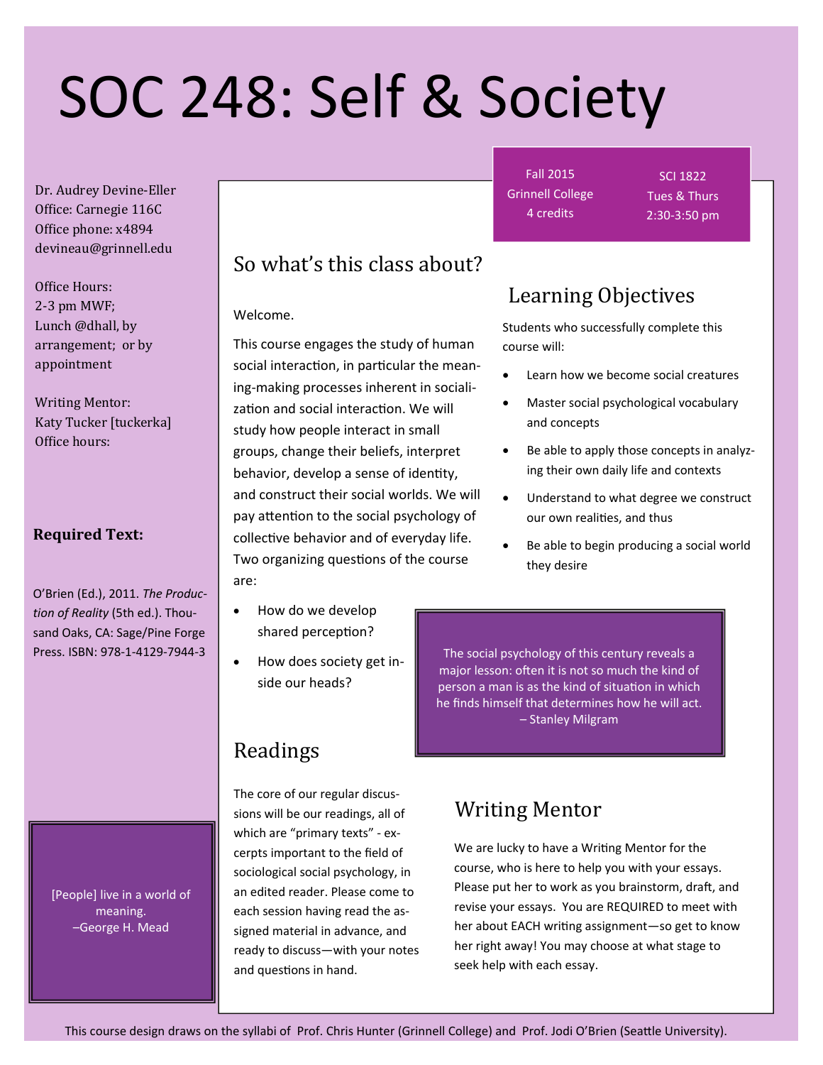# SOC 248: Self & Society

Fall 2015
Grinnell College
4 credits

SCI 1822
Tues & Thurs
2:30-3:50 pm

Dr. Audrey Devine-Eller
Office: Carnegie 116C
Office phone: x4894
devineau@grinnell.edu

Office Hours:
2-3 pm MWF;
Lunch @dhall, by arrangement; or by appointment

Writing Mentor:
Katy Tucker [tuckerka]
Office hours:

**Required Text:**

O'Brien (Ed.), 2011. *The Production of Reality* (5th ed.). Thousand Oaks, CA: Sage/Pine Forge Press. ISBN: 978-1-4129-7944-3

> [People] live in a world of meaning.
> –George H. Mead

## So what's this class about?

Welcome.

This course engages the study of human social interaction, in particular the meaning-making processes inherent in socialization and social interaction. We will study how people interact in small groups, change their beliefs, interpret behavior, develop a sense of identity, and construct their social worlds. We will pay attention to the social psychology of collective behavior and of everyday life. Two organizing questions of the course are:

- How do we develop shared perception?
- How does society get inside our heads?

## Learning Objectives

Students who successfully complete this course will:

- Learn how we become social creatures
- Master social psychological vocabulary and concepts
- Be able to apply those concepts in analyzing their own daily life and contexts
- Understand to what degree we construct our own realities, and thus
- Be able to begin producing a social world they desire

> The social psychology of this century reveals a major lesson: often it is not so much the kind of person a man is as the kind of situation in which he finds himself that determines how he will act.
> – Stanley Milgram

## Readings

The core of our regular discussions will be our readings, all of which are "primary texts" - excerpts important to the field of sociological social psychology, in an edited reader. Please come to each session having read the assigned material in advance, and ready to discuss—with your notes and questions in hand.

## Writing Mentor

We are lucky to have a Writing Mentor for the course, who is here to help you with your essays. Please put her to work as you brainstorm, draft, and revise your essays. You are REQUIRED to meet with her about EACH writing assignment—so get to know her right away! You may choose at what stage to seek help with each essay.

This course design draws on the syllabi of Prof. Chris Hunter (Grinnell College) and Prof. Jodi O'Brien (Seattle University).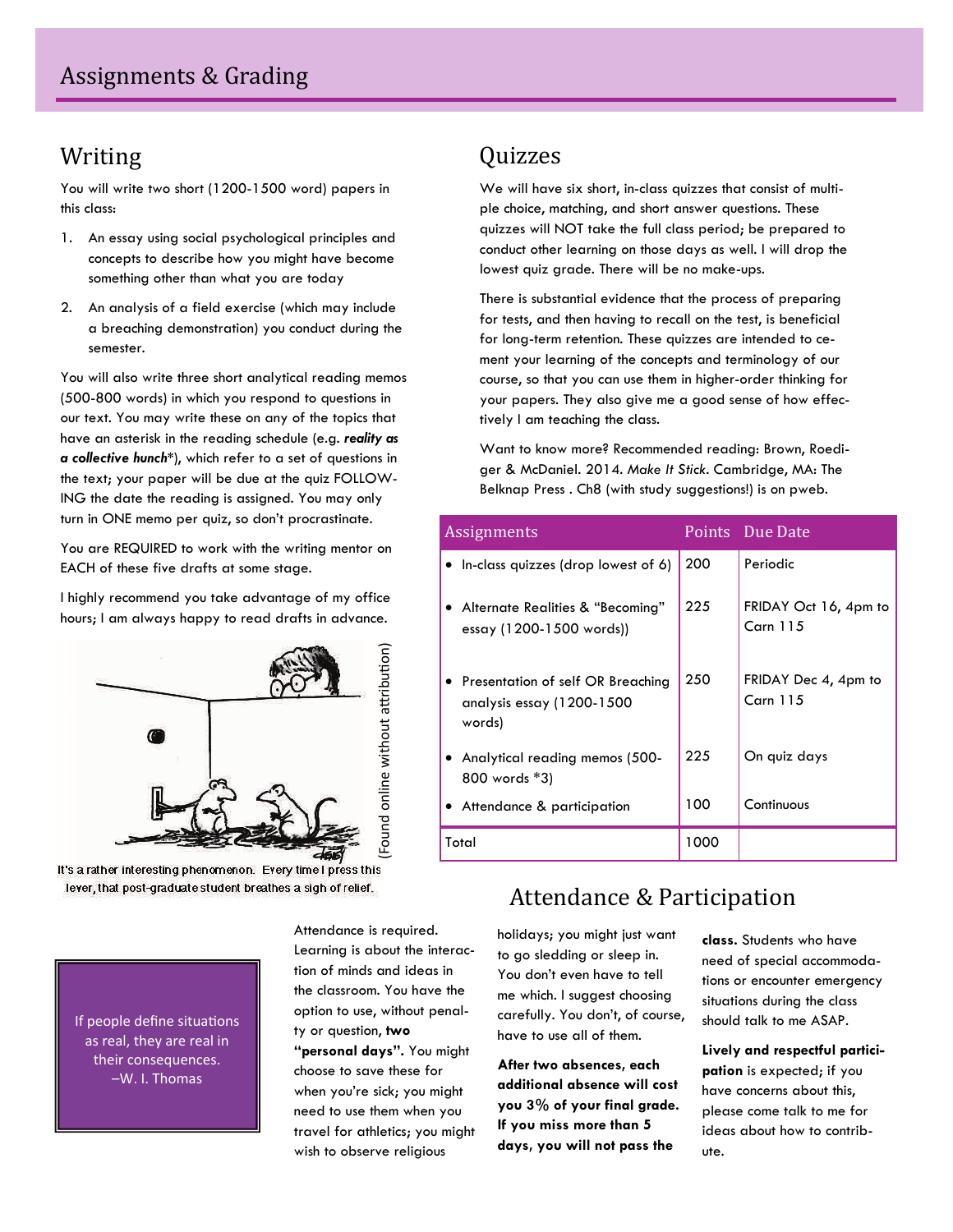# Assignments & Grading

## Writing

You will write two short (1200-1500 word) papers in this class:

1. An essay using social psychological principles and concepts to describe how you might have become something other than what you are today
2. An analysis of a field exercise (which may include a breaching demonstration) you conduct during the semester.

You will also write three short analytical reading memos (500-800 words) in which you respond to questions in our text. You may write these on any of the topics that have an asterisk in the reading schedule (e.g. ***reality as a collective hunch****), which refer to a set of questions in the text; your paper will be due at the quiz FOLLOWING the date the reading is assigned. You may only turn in ONE memo per quiz, so don't procrastinate.

You are REQUIRED to work with the writing mentor on EACH of these five drafts at some stage.

I highly recommend you take advantage of my office hours; I am always happy to read drafts in advance.

(Found online without attribution)

It's a rather interesting phenomenon. Every time I press this lever, that post-graduate student breathes a sigh of relief.

## Quizzes

We will have six short, in-class quizzes that consist of multiple choice, matching, and short answer questions. These quizzes will NOT take the full class period; be prepared to conduct other learning on those days as well. I will drop the lowest quiz grade. There will be no make-ups.

There is substantial evidence that the process of preparing for tests, and then having to recall on the test, is beneficial for long-term retention. These quizzes are intended to cement your learning of the concepts and terminology of our course, so that you can use them in higher-order thinking for your papers. They also give me a good sense of how effectively I am teaching the class.

Want to know more? Recommended reading: Brown, Roediger & McDaniel. 2014. *Make It Stick*. Cambridge, MA: The Belknap Press . Ch8 (with study suggestions!) is on pweb.

| Assignments | Points | Due Date |
|---|---|---|
| • In-class quizzes (drop lowest of 6) | 200 | Periodic |
| • Alternate Realities & "Becoming" essay (1200-1500 words)) | 225 | FRIDAY Oct 16, 4pm to Carn 115 |
| • Presentation of self OR Breaching analysis essay (1200-1500 words) | 250 | FRIDAY Dec 4, 4pm to Carn 115 |
| • Analytical reading memos (500-800 words *3) | 225 | On quiz days |
| • Attendance & participation | 100 | Continuous |
| Total | 1000 | |

If people define situations as real, they are real in their consequences.
–W. I. Thomas

## Attendance & Participation

Attendance is required. Learning is about the interaction of minds and ideas in the classroom. You have the option to use, without penalty or question, **two "personal days".** You might choose to save these for when you're sick; you might need to use them when you travel for athletics; you might wish to observe religious holidays; you might just want to go sledding or sleep in. You don't even have to tell me which. I suggest choosing carefully. You don't, of course, have to use all of them.

**After two absences, each additional absence will cost you 3% of your final grade. If you miss more than 5 days, you will not pass the class.** Students who have need of special accommodations or encounter emergency situations during the class should talk to me ASAP.

**Lively and respectful participation** is expected; if you have concerns about this, please come talk to me for ideas about how to contribute.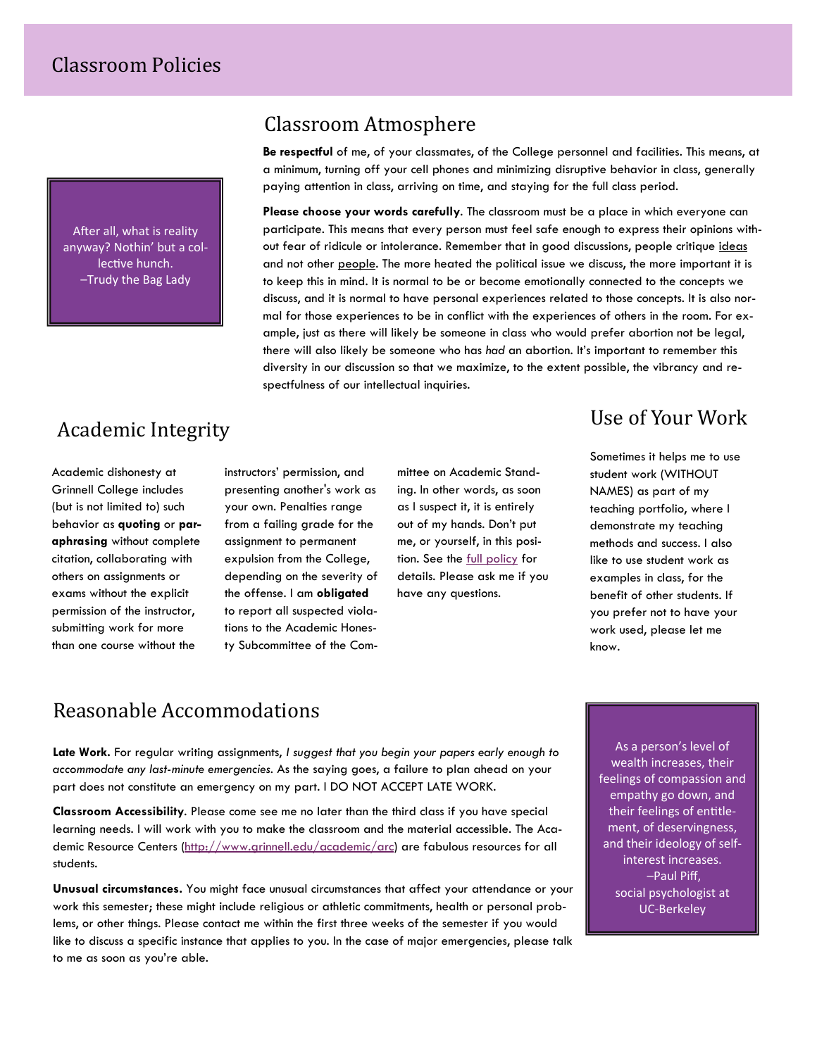# Classroom Policies

> After all, what is reality anyway? Nothin' but a collective hunch.
> –Trudy the Bag Lady

## Classroom Atmosphere

**Be respectful** of me, of your classmates, of the College personnel and facilities. This means, at a minimum, turning off your cell phones and minimizing disruptive behavior in class, generally paying attention in class, arriving on time, and staying for the full class period.

**Please choose your words carefully**. The classroom must be a place in which everyone can participate. This means that every person must feel safe enough to express their opinions without fear of ridicule or intolerance. Remember that in good discussions, people critique ideas and not other people. The more heated the political issue we discuss, the more important it is to keep this in mind. It is normal to be or become emotionally connected to the concepts we discuss, and it is normal to have personal experiences related to those concepts. It is also normal for those experiences to be in conflict with the experiences of others in the room. For example, just as there will likely be someone in class who would prefer abortion not be legal, there will also likely be someone who has *had* an abortion. It's important to remember this diversity in our discussion so that we maximize, to the extent possible, the vibrancy and respectfulness of our intellectual inquiries.

## Academic Integrity

Academic dishonesty at Grinnell College includes (but is not limited to) such behavior as **quoting** or **paraphrasing** without complete citation, collaborating with others on assignments or exams without the explicit permission of the instructor, submitting work for more than one course without the instructors' permission, and presenting another's work as your own. Penalties range from a failing grade for the assignment to permanent expulsion from the College, depending on the severity of the offense. I am **obligated** to report all suspected violations to the Academic Honesty Subcommittee of the Committee on Academic Standing. In other words, as soon as I suspect it, it is entirely out of my hands. Don't put me, or yourself, in this position. See the full policy for details. Please ask me if you have any questions.

## Use of Your Work

Sometimes it helps me to use student work (WITHOUT NAMES) as part of my teaching portfolio, where I demonstrate my teaching methods and success. I also like to use student work as examples in class, for the benefit of other students. If you prefer not to have your work used, please let me know.

## Reasonable Accommodations

**Late Work.** For regular writing assignments, *I suggest that you begin your papers early enough to accommodate any last-minute emergencies.* As the saying goes, a failure to plan ahead on your part does not constitute an emergency on my part. I DO NOT ACCEPT LATE WORK.

**Classroom Accessibility**. Please come see me no later than the third class if you have special learning needs. I will work with you to make the classroom and the material accessible. The Academic Resource Centers (http://www.grinnell.edu/academic/arc) are fabulous resources for all students.

**Unusual circumstances.** You might face unusual circumstances that affect your attendance or your work this semester; these might include religious or athletic commitments, health or personal problems, or other things. Please contact me within the first three weeks of the semester if you would like to discuss a specific instance that applies to you. In the case of major emergencies, please talk to me as soon as you're able.

> As a person's level of wealth increases, their feelings of compassion and empathy go down, and their feelings of entitlement, of deservingness, and their ideology of self-interest increases.
> –Paul Piff,
> social psychologist at UC-Berkeley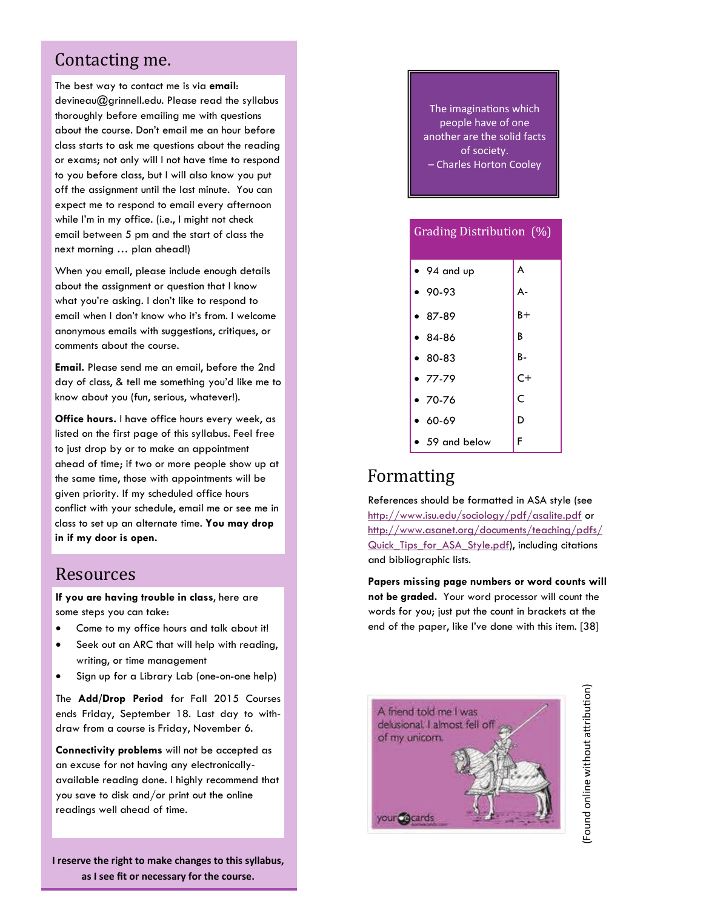## Contacting me.

The best way to contact me is via **email**: devineau@grinnell.edu. Please read the syllabus thoroughly before emailing me with questions about the course. Don't email me an hour before class starts to ask me questions about the reading or exams; not only will I not have time to respond to you before class, but I will also know you put off the assignment until the last minute. You can expect me to respond to email every afternoon while I'm in my office. (i.e., I might not check email between 5 pm and the start of class the next morning … plan ahead!)

When you email, please include enough details about the assignment or question that I know what you're asking. I don't like to respond to email when I don't know who it's from. I welcome anonymous emails with suggestions, critiques, or comments about the course.

**Email.** Please send me an email, before the 2nd day of class, & tell me something you'd like me to know about you (fun, serious, whatever!).

**Office hours.** I have office hours every week, as listed on the first page of this syllabus. Feel free to just drop by or to make an appointment ahead of time; if two or more people show up at the same time, those with appointments will be given priority. If my scheduled office hours conflict with your schedule, email me or see me in class to set up an alternate time. **You may drop in if my door is open.**

## Resources

**If you are having trouble in class,** here are some steps you can take:

- Come to my office hours and talk about it!
- Seek out an ARC that will help with reading, writing, or time management
- Sign up for a Library Lab (one-on-one help)

The **Add/Drop Period** for Fall 2015 Courses ends Friday, September 18. Last day to withdraw from a course is Friday, November 6.

**Connectivity problems** will not be accepted as an excuse for not having any electronically-available reading done. I highly recommend that you save to disk and/or print out the online readings well ahead of time.

**I reserve the right to make changes to this syllabus, as I see fit or necessary for the course.**

The imaginations which people have of one another are the solid facts of society.
– Charles Horton Cooley

| Grading Distribution (%) | |
|---|---|
| 94 and up | A |
| 90-93 | A- |
| 87-89 | B+ |
| 84-86 | B |
| 80-83 | B- |
| 77-79 | C+ |
| 70-76 | C |
| 60-69 | D |
| 59 and below | F |

## Formatting

References should be formatted in ASA style (see http://www.isu.edu/sociology/pdf/asalite.pdf or http://www.asanet.org/documents/teaching/pdfs/Quick_Tips_for_ASA_Style.pdf), including citations and bibliographic lists.

**Papers missing page numbers or word counts will not be graded.** Your word processor will count the words for you; just put the count in brackets at the end of the paper, like I've done with this item. [38]

A friend told me I was delusional. I almost fell off of my unicorn.

(Found online without attribution)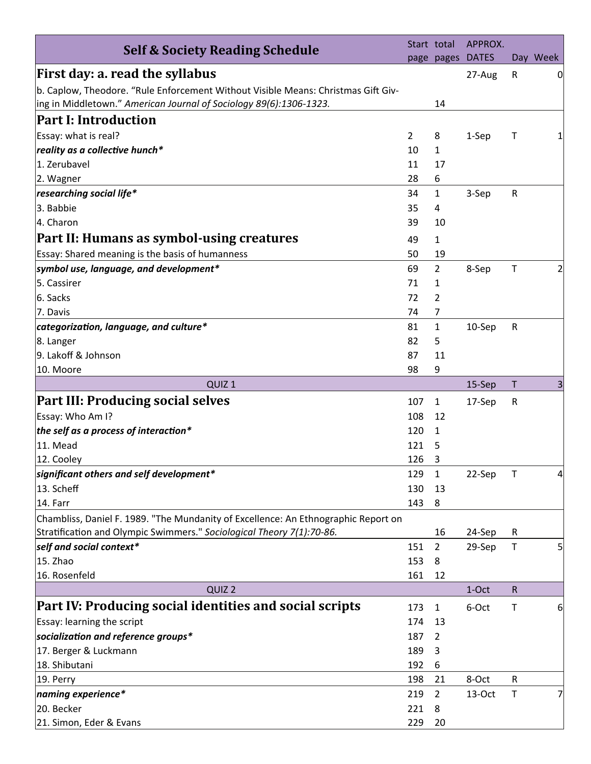| Self & Society Reading Schedule | Start page | total pages | APPROX. DATES | Day | Week |
|---|---|---|---|---|---|
| **First day: a. read the syllabus** | | | 27-Aug | R | 0 |
| b. Caplow, Theodore. "Rule Enforcement Without Visible Means: Christmas Gift Giving in Middletown." *American Journal of Sociology 89(6):1306-1323.* | | 14 | | | |
| **Part I: Introduction** | | | | | |
| Essay: what is real? | 2 | 8 | 1-Sep | T | 1 |
| ***reality as a collective hunch**** | 10 | 1 | | | |
| 1. Zerubavel | 11 | 17 | | | |
| 2. Wagner | 28 | 6 | | | |
| ***researching social life**** | 34 | 1 | 3-Sep | R | |
| 3. Babbie | 35 | 4 | | | |
| 4. Charon | 39 | 10 | | | |
| **Part II: Humans as symbol-using creatures** | 49 | 1 | | | |
| Essay: Shared meaning is the basis of humanness | 50 | 19 | | | |
| ***symbol use, language, and development**** | 69 | 2 | 8-Sep | T | 2 |
| 5. Cassirer | 71 | 1 | | | |
| 6. Sacks | 72 | 2 | | | |
| 7. Davis | 74 | 7 | | | |
| ***categorization, language, and culture**** | 81 | 1 | 10-Sep | R | |
| 8. Langer | 82 | 5 | | | |
| 9. Lakoff & Johnson | 87 | 11 | | | |
| 10. Moore | 98 | 9 | | | |
| QUIZ 1 | | | 15-Sep | T | 3 |
| **Part III: Producing social selves** | 107 | 1 | 17-Sep | R | |
| Essay: Who Am I? | 108 | 12 | | | |
| ***the self as a process of interaction**** | 120 | 1 | | | |
| 11. Mead | 121 | 5 | | | |
| 12. Cooley | 126 | 3 | | | |
| ***significant others and self development**** | 129 | 1 | 22-Sep | T | 4 |
| 13. Scheff | 130 | 13 | | | |
| 14. Farr | 143 | 8 | | | |
| Chambliss, Daniel F. 1989. "The Mundanity of Excellence: An Ethnographic Report on Stratification and Olympic Swimmers." *Sociological Theory 7(1):70-86.* | | 16 | 24-Sep | R | |
| ***self and social context**** | 151 | 2 | 29-Sep | T | 5 |
| 15. Zhao | 153 | 8 | | | |
| 16. Rosenfeld | 161 | 12 | | | |
| QUIZ 2 | | | 1-Oct | R | |
| **Part IV: Producing social identities and social scripts** | 173 | 1 | 6-Oct | T | 6 |
| Essay: learning the script | 174 | 13 | | | |
| ***socialization and reference groups**** | 187 | 2 | | | |
| 17. Berger & Luckmann | 189 | 3 | | | |
| 18. Shibutani | 192 | 6 | | | |
| 19. Perry | 198 | 21 | 8-Oct | R | |
| ***naming experience**** | 219 | 2 | 13-Oct | T | 7 |
| 20. Becker | 221 | 8 | | | |
| 21. Simon, Eder & Evans | 229 | 20 | | | |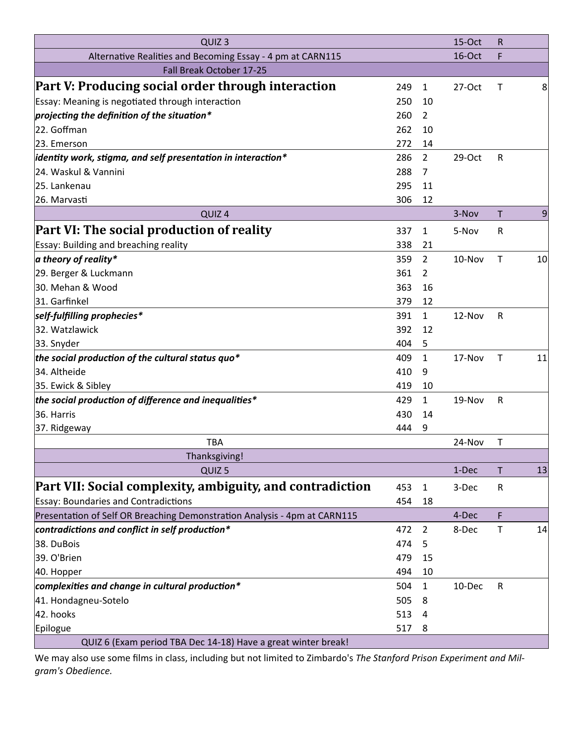| | | | | | |
|---|---|---|---|---|---|
| QUIZ 3 | | | 15-Oct | R | |
| Alternative Realities and Becoming Essay - 4 pm at CARN115 | | | 16-Oct | F | |
| Fall Break October 17-25 | | | | | |
| **Part V: Producing social order through interaction** | 249 | 1 | 27-Oct | T | 8 |
| Essay: Meaning is negotiated through interaction | 250 | 10 | | | |
| ***projecting the definition of the situation**** | 260 | 2 | | | |
| 22. Goffman | 262 | 10 | | | |
| 23. Emerson | 272 | 14 | | | |
| ***identity work, stigma, and self presentation in interaction**** | 286 | 2 | 29-Oct | R | |
| 24. Waskul & Vannini | 288 | 7 | | | |
| 25. Lankenau | 295 | 11 | | | |
| 26. Marvasti | 306 | 12 | | | |
| QUIZ 4 | | | 3-Nov | T | 9 |
| **Part VI: The social production of reality** | 337 | 1 | 5-Nov | R | |
| Essay: Building and breaching reality | 338 | 21 | | | |
| ***a theory of reality**** | 359 | 2 | 10-Nov | T | 10 |
| 29. Berger & Luckmann | 361 | 2 | | | |
| 30. Mehan & Wood | 363 | 16 | | | |
| 31. Garfinkel | 379 | 12 | | | |
| ***self-fulfilling prophecies**** | 391 | 1 | 12-Nov | R | |
| 32. Watzlawick | 392 | 12 | | | |
| 33. Snyder | 404 | 5 | | | |
| ***the social production of the cultural status quo**** | 409 | 1 | 17-Nov | T | 11 |
| 34. Altheide | 410 | 9 | | | |
| 35. Ewick & Sibley | 419 | 10 | | | |
| ***the social production of difference and inequalities**** | 429 | 1 | 19-Nov | R | |
| 36. Harris | 430 | 14 | | | |
| 37. Ridgeway | 444 | 9 | | | |
| TBA | | | 24-Nov | T | |
| Thanksgiving! | | | | | |
| QUIZ 5 | | | 1-Dec | T | 13 |
| **Part VII: Social complexity, ambiguity, and contradiction** | 453 | 1 | 3-Dec | R | |
| Essay: Boundaries and Contradictions | 454 | 18 | | | |
| Presentation of Self OR Breaching Demonstration Analysis - 4pm at CARN115 | | | 4-Dec | F | |
| ***contradictions and conflict in self production**** | 472 | 2 | 8-Dec | T | 14 |
| 38. DuBois | 474 | 5 | | | |
| 39. O'Brien | 479 | 15 | | | |
| 40. Hopper | 494 | 10 | | | |
| ***complexities and change in cultural production**** | 504 | 1 | 10-Dec | R | |
| 41. Hondagneu-Sotelo | 505 | 8 | | | |
| 42. hooks | 513 | 4 | | | |
| Epilogue | 517 | 8 | | | |
| QUIZ 6 (Exam period TBA Dec 14-18) Have a great winter break! | | | | | |

We may also use some films in class, including but not limited to Zimbardo's *The Stanford Prison Experiment and Milgram's Obedience.*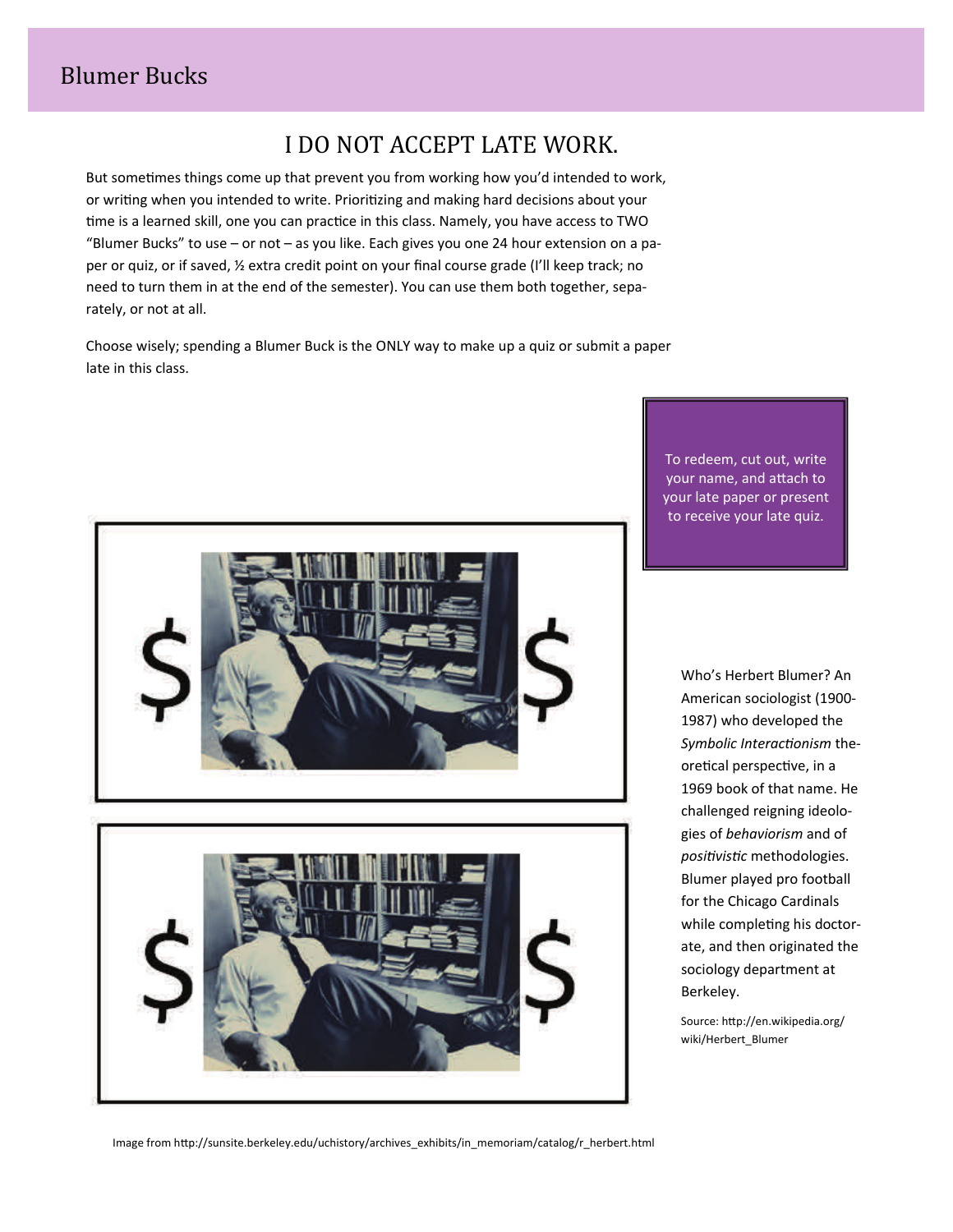# Blumer Bucks

## I DO NOT ACCEPT LATE WORK.

But sometimes things come up that prevent you from working how you'd intended to work, or writing when you intended to write. Prioritizing and making hard decisions about your time is a learned skill, one you can practice in this class. Namely, you have access to TWO "Blumer Bucks" to use – or not – as you like. Each gives you one 24 hour extension on a paper or quiz, or if saved, ½ extra credit point on your final course grade (I'll keep track; no need to turn them in at the end of the semester). You can use them both together, separately, or not at all.

Choose wisely; spending a Blumer Buck is the ONLY way to make up a quiz or submit a paper late in this class.

To redeem, cut out, write your name, and attach to your late paper or present to receive your late quiz.

Who's Herbert Blumer? An American sociologist (1900-1987) who developed the *Symbolic Interactionism* theoretical perspective, in a 1969 book of that name. He challenged reigning ideologies of *behaviorism* and of *positivistic* methodologies. Blumer played pro football for the Chicago Cardinals while completing his doctorate, and then originated the sociology department at Berkeley.

Source: http://en.wikipedia.org/wiki/Herbert_Blumer

Image from http://sunsite.berkeley.edu/uchistory/archives_exhibits/in_memoriam/catalog/r_herbert.html